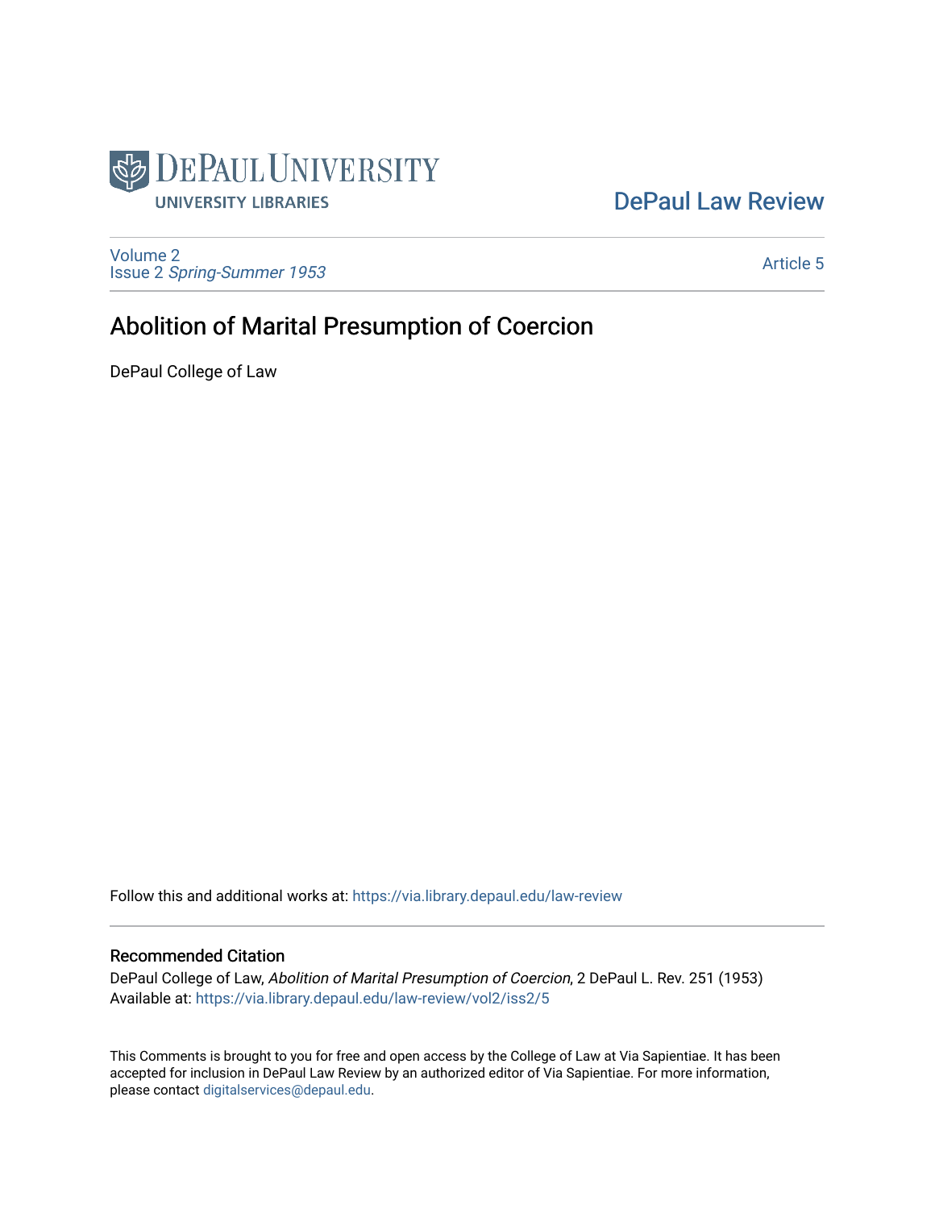DePaul University
UNIVERSITY LIBRARIES

DePaul Law Review

Volume 2
Issue 2 *Spring-Summer 1953*

Article 5

# Abolition of Marital Presumption of Coercion

DePaul College of Law

Follow this and additional works at: https://via.library.depaul.edu/law-review

## Recommended Citation

DePaul College of Law, *Abolition of Marital Presumption of Coercion*, 2 DePaul L. Rev. 251 (1953)
Available at: https://via.library.depaul.edu/law-review/vol2/iss2/5

This Comments is brought to you for free and open access by the College of Law at Via Sapientiae. It has been accepted for inclusion in DePaul Law Review by an authorized editor of Via Sapientiae. For more information, please contact digitalservices@depaul.edu.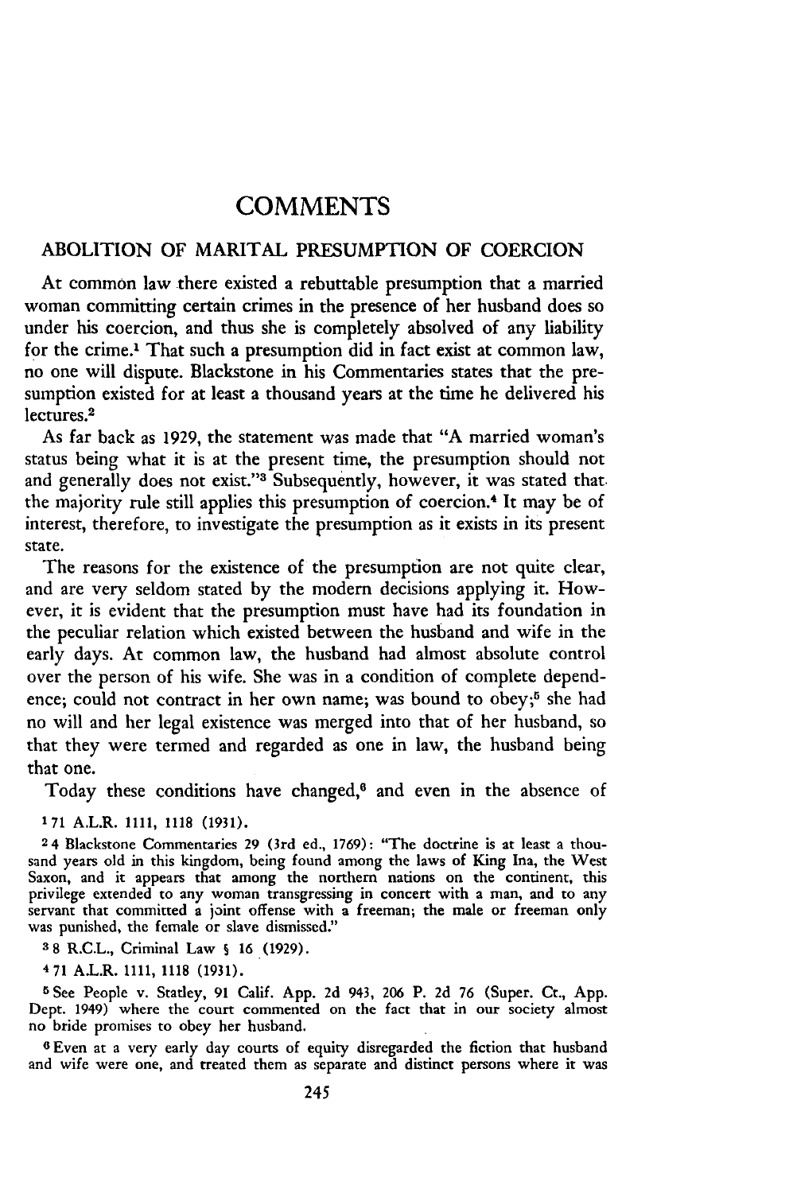# COMMENTS

## ABOLITION OF MARITAL PRESUMPTION OF COERCION

At common law there existed a rebuttable presumption that a married woman committing certain crimes in the presence of her husband does so under his coercion, and thus she is completely absolved of any liability for the crime.[1] That such a presumption did in fact exist at common law, no one will dispute. Blackstone in his Commentaries states that the presumption existed for at least a thousand years at the time he delivered his lectures.[2]

As far back as 1929, the statement was made that "A married woman's status being what it is at the present time, the presumption should not and generally does not exist."[3] Subsequently, however, it was stated that the majority rule still applies this presumption of coercion.[4] It may be of interest, therefore, to investigate the presumption as it exists in its present state.

The reasons for the existence of the presumption are not quite clear, and are very seldom stated by the modern decisions applying it. However, it is evident that the presumption must have had its foundation in the peculiar relation which existed between the husband and wife in the early days. At common law, the husband had almost absolute control over the person of his wife. She was in a condition of complete dependence; could not contract in her own name; was bound to obey;[5] she had no will and her legal existence was merged into that of her husband, so that they were termed and regarded as one in law, the husband being that one.

Today these conditions have changed,[6] and even in the absence of

[1] 71 A.L.R. 1111, 1118 (1931).

[2] 4 Blackstone Commentaries 29 (3rd ed., 1769): "The doctrine is at least a thousand years old in this kingdom, being found among the laws of King Ina, the West Saxon, and it appears that among the northern nations on the continent, this privilege extended to any woman transgressing in concert with a man, and to any servant that committed a joint offense with a freeman; the male or freeman only was punished, the female or slave dismissed."

[3] 8 R.C.L., Criminal Law § 16 (1929).

[4] 71 A.L.R. 1111, 1118 (1931).

[5] See People v. Statley, 91 Calif. App. 2d 943, 206 P. 2d 76 (Super. Ct., App. Dept. 1949) where the court commented on the fact that in our society almost no bride promises to obey her husband.

[6] Even at a very early day courts of equity disregarded the fiction that husband and wife were one, and treated them as separate and distinct persons where it was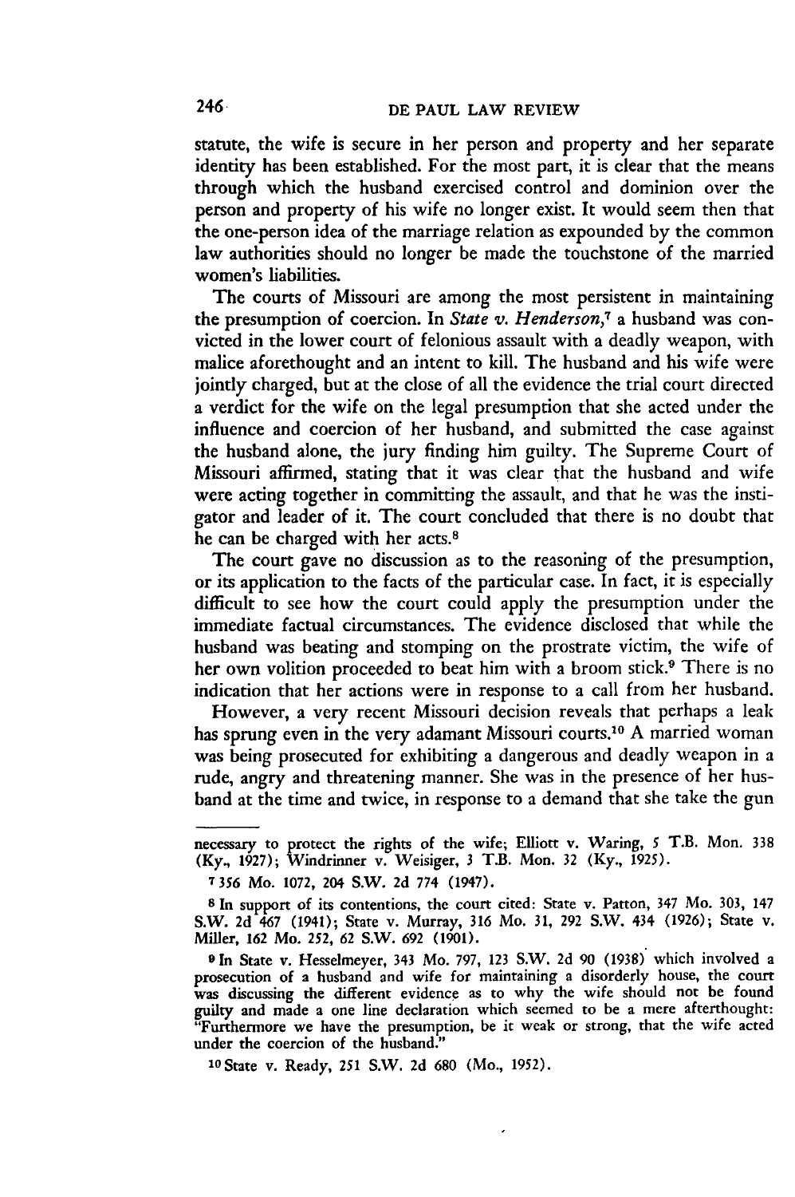statute, the wife is secure in her person and property and her separate identity has been established. For the most part, it is clear that the means through which the husband exercised control and dominion over the person and property of his wife no longer exist. It would seem then that the one-person idea of the marriage relation as expounded by the common law authorities should no longer be made the touchstone of the married women's liabilities.

The courts of Missouri are among the most persistent in maintaining the presumption of coercion. In *State v. Henderson*,[7] a husband was convicted in the lower court of felonious assault with a deadly weapon, with malice aforethought and an intent to kill. The husband and his wife were jointly charged, but at the close of all the evidence the trial court directed a verdict for the wife on the legal presumption that she acted under the influence and coercion of her husband, and submitted the case against the husband alone, the jury finding him guilty. The Supreme Court of Missouri affirmed, stating that it was clear that the husband and wife were acting together in committing the assault, and that he was the instigator and leader of it. The court concluded that there is no doubt that he can be charged with her acts.[8]

The court gave no discussion as to the reasoning of the presumption, or its application to the facts of the particular case. In fact, it is especially difficult to see how the court could apply the presumption under the immediate factual circumstances. The evidence disclosed that while the husband was beating and stomping on the prostrate victim, the wife of her own volition proceeded to beat him with a broom stick.[9] There is no indication that her actions were in response to a call from her husband.

However, a very recent Missouri decision reveals that perhaps a leak has sprung even in the very adamant Missouri courts.[10] A married woman was being prosecuted for exhibiting a dangerous and deadly weapon in a rude, angry and threatening manner. She was in the presence of her husband at the time and twice, in response to a demand that she take the gun

---

necessary to protect the rights of the wife; Elliott v. Waring, 5 T.B. Mon. 338 (Ky., 1927); Windrinner v. Weisiger, 3 T.B. Mon. 32 (Ky., 1925).

[7] 356 Mo. 1072, 204 S.W. 2d 774 (1947).

[8] In support of its contentions, the court cited: State v. Patton, 347 Mo. 303, 147 S.W. 2d 467 (1941); State v. Murray, 316 Mo. 31, 292 S.W. 434 (1926); State v. Miller, 162 Mo. 252, 62 S.W. 692 (1901).

[9] In State v. Hesselmeyer, 343 Mo. 797, 123 S.W. 2d 90 (1938) which involved a prosecution of a husband and wife for maintaining a disorderly house, the court was discussing the different evidence as to why the wife should not be found guilty and made a one line declaration which seemed to be a mere afterthought: "Furthermore we have the presumption, be it weak or strong, that the wife acted under the coercion of the husband."

[10] State v. Ready, 251 S.W. 2d 680 (Mo., 1952).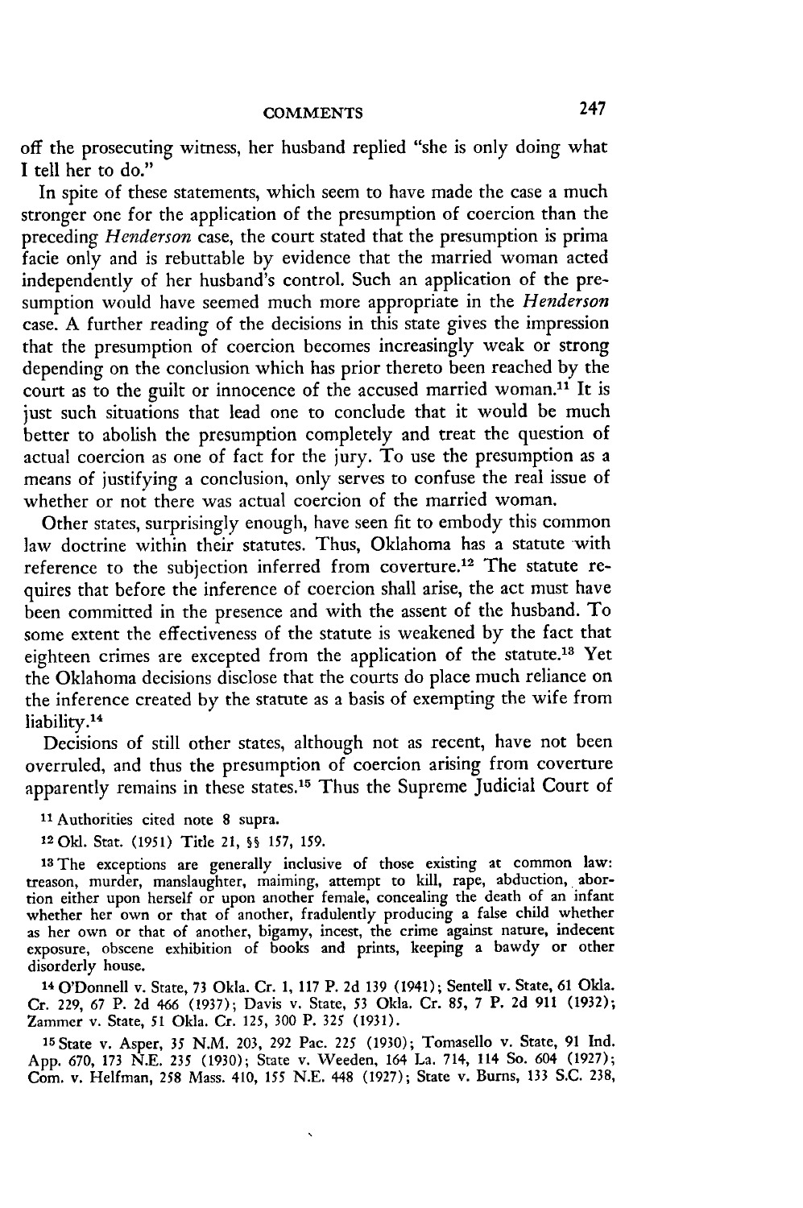off the prosecuting witness, her husband replied "she is only doing what I tell her to do."

In spite of these statements, which seem to have made the case a much stronger one for the application of the presumption of coercion than the preceding *Henderson* case, the court stated that the presumption is prima facie only and is rebuttable by evidence that the married woman acted independently of her husband's control. Such an application of the presumption would have seemed much more appropriate in the *Henderson* case. A further reading of the decisions in this state gives the impression that the presumption of coercion becomes increasingly weak or strong depending on the conclusion which has prior thereto been reached by the court as to the guilt or innocence of the accused married woman.[11] It is just such situations that lead one to conclude that it would be much better to abolish the presumption completely and treat the question of actual coercion as one of fact for the jury. To use the presumption as a means of justifying a conclusion, only serves to confuse the real issue of whether or not there was actual coercion of the married woman.

Other states, surprisingly enough, have seen fit to embody this common law doctrine within their statutes. Thus, Oklahoma has a statute with reference to the subjection inferred from coverture.[12] The statute requires that before the inference of coercion shall arise, the act must have been committed in the presence and with the assent of the husband. To some extent the effectiveness of the statute is weakened by the fact that eighteen crimes are excepted from the application of the statute.[13] Yet the Oklahoma decisions disclose that the courts do place much reliance on the inference created by the statute as a basis of exempting the wife from liability.[14]

Decisions of still other states, although not as recent, have not been overruled, and thus the presumption of coercion arising from coverture apparently remains in these states.[15] Thus the Supreme Judicial Court of

---

[11] Authorities cited note 8 supra.

[12] Okl. Stat. (1951) Title 21, §§ 157, 159.

[13] The exceptions are generally inclusive of those existing at common law: treason, murder, manslaughter, maiming, attempt to kill, rape, abduction, abortion either upon herself or upon another female, concealing the death of an infant whether her own or that of another, fradulently producing a false child whether as her own or that of another, bigamy, incest, the crime against nature, indecent exposure, obscene exhibition of books and prints, keeping a bawdy or other disorderly house.

[14] O'Donnell v. State, 73 Okla. Cr. 1, 117 P. 2d 139 (1941); Sentell v. State, 61 Okla. Cr. 229, 67 P. 2d 466 (1937); Davis v. State, 53 Okla. Cr. 85, 7 P. 2d 911 (1932); Zammer v. State, 51 Okla. Cr. 125, 300 P. 325 (1931).

[15] State v. Asper, 35 N.M. 203, 292 Pac. 225 (1930); Tomasello v. State, 91 Ind. App. 670, 173 N.E. 235 (1930); State v. Weeden, 164 La. 714, 114 So. 604 (1927); Com. v. Helfman, 258 Mass. 410, 155 N.E. 448 (1927); State v. Burns, 133 S.C. 238,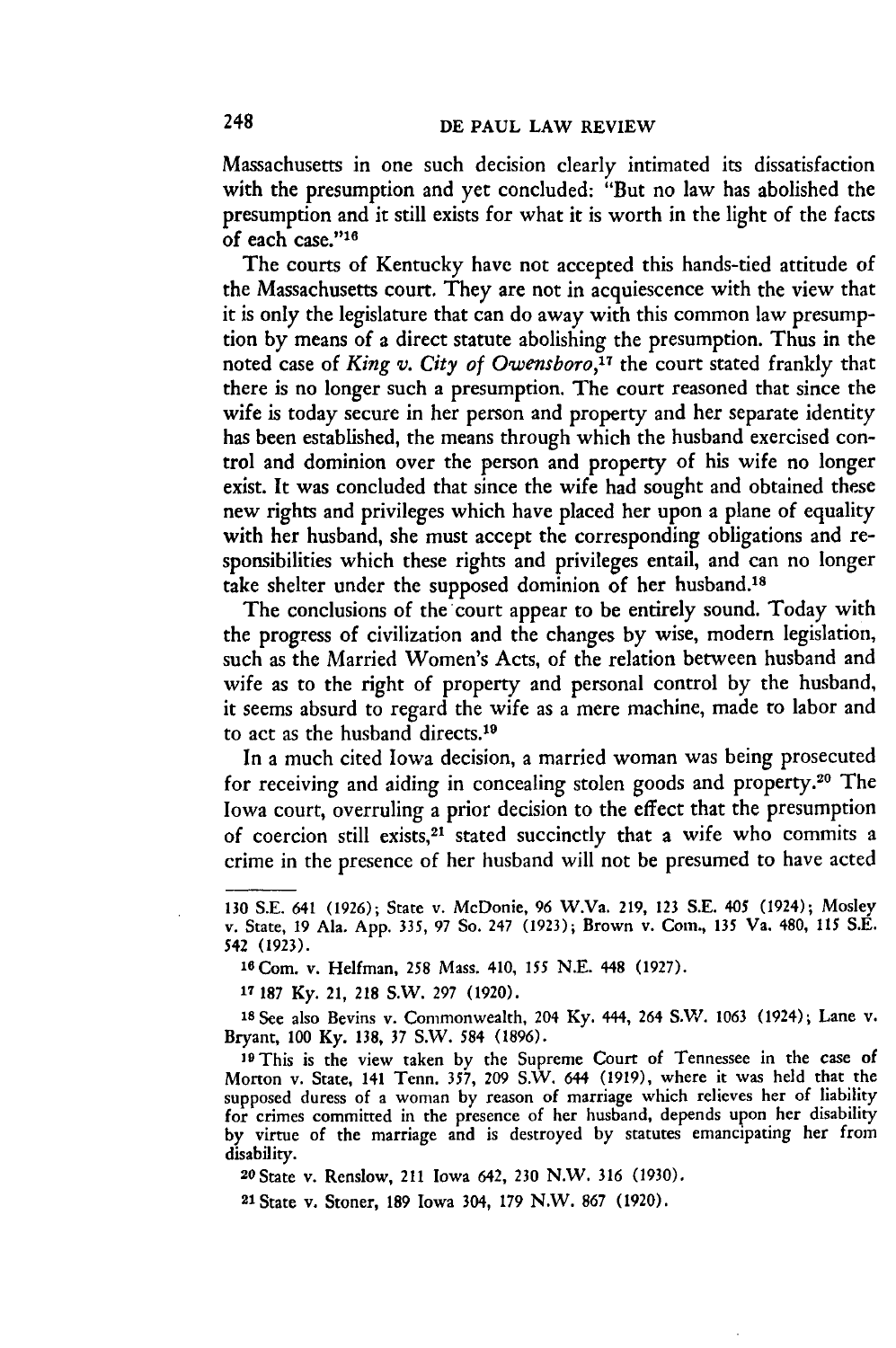Massachusetts in one such decision clearly intimated its dissatisfaction with the presumption and yet concluded: "But no law has abolished the presumption and it still exists for what it is worth in the light of the facts of each case."[16]

The courts of Kentucky have not accepted this hands-tied attitude of the Massachusetts court. They are not in acquiescence with the view that it is only the legislature that can do away with this common law presumption by means of a direct statute abolishing the presumption. Thus in the noted case of *King v. City of Owensboro*,[17] the court stated frankly that there is no longer such a presumption. The court reasoned that since the wife is today secure in her person and property and her separate identity has been established, the means through which the husband exercised control and dominion over the person and property of his wife no longer exist. It was concluded that since the wife had sought and obtained these new rights and privileges which have placed her upon a plane of equality with her husband, she must accept the corresponding obligations and responsibilities which these rights and privileges entail, and can no longer take shelter under the supposed dominion of her husband.[18]

The conclusions of the court appear to be entirely sound. Today with the progress of civilization and the changes by wise, modern legislation, such as the Married Women's Acts, of the relation between husband and wife as to the right of property and personal control by the husband, it seems absurd to regard the wife as a mere machine, made to labor and to act as the husband directs.[19]

In a much cited Iowa decision, a married woman was being prosecuted for receiving and aiding in concealing stolen goods and property.[20] The Iowa court, overruling a prior decision to the effect that the presumption of coercion still exists,[21] stated succinctly that a wife who commits a crime in the presence of her husband will not be presumed to have acted

---

130 S.E. 641 (1926); State v. McDonie, 96 W.Va. 219, 123 S.E. 405 (1924); Mosley v. State, 19 Ala. App. 335, 97 So. 247 (1923); Brown v. Com., 135 Va. 480, 115 S.E. 542 (1923).

[16] Com. v. Helfman, 258 Mass. 410, 155 N.E. 448 (1927).

[17] 187 Ky. 21, 218 S.W. 297 (1920).

[18] See also Bevins v. Commonwealth, 204 Ky. 444, 264 S.W. 1063 (1924); Lane v. Bryant, 100 Ky. 138, 37 S.W. 584 (1896).

[19] This is the view taken by the Supreme Court of Tennessee in the case of Morton v. State, 141 Tenn. 357, 209 S.W. 644 (1919), where it was held that the supposed duress of a woman by reason of marriage which relieves her of liability for crimes committed in the presence of her husband, depends upon her disability by virtue of the marriage and is destroyed by statutes emancipating her from disability.

[20] State v. Renslow, 211 Iowa 642, 230 N.W. 316 (1930).

[21] State v. Stoner, 189 Iowa 304, 179 N.W. 867 (1920).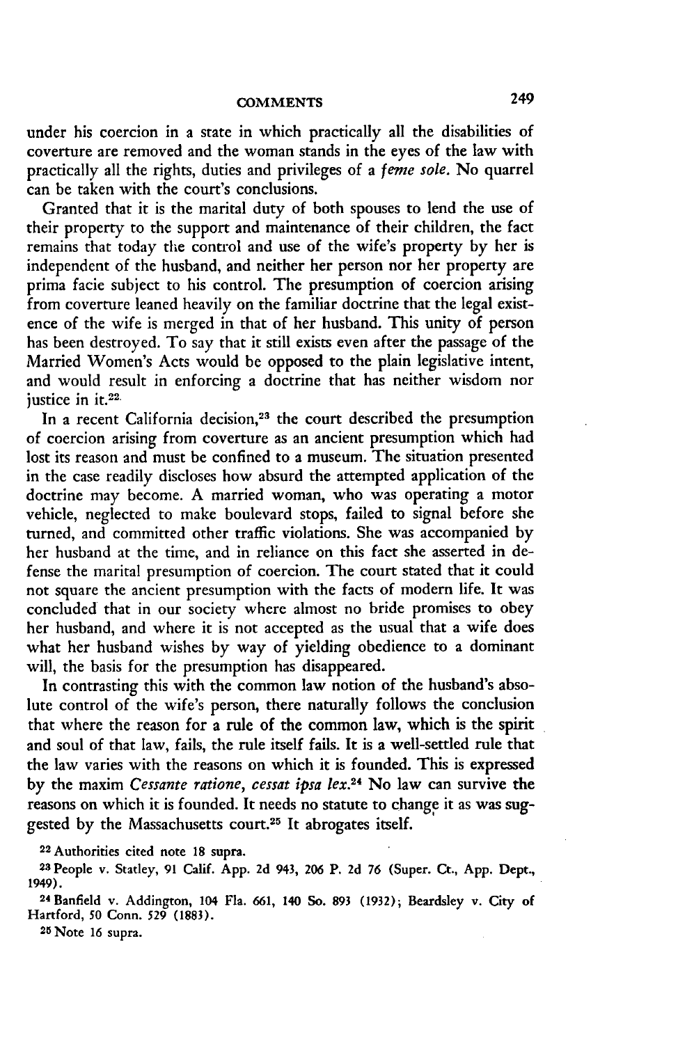under his coercion in a state in which practically all the disabilities of coverture are removed and the woman stands in the eyes of the law with practically all the rights, duties and privileges of a *feme sole*. No quarrel can be taken with the court's conclusions.

Granted that it is the marital duty of both spouses to lend the use of their property to the support and maintenance of their children, the fact remains that today the control and use of the wife's property by her is independent of the husband, and neither her person nor her property are prima facie subject to his control. The presumption of coercion arising from coverture leaned heavily on the familiar doctrine that the legal existence of the wife is merged in that of her husband. This unity of person has been destroyed. To say that it still exists even after the passage of the Married Women's Acts would be opposed to the plain legislative intent, and would result in enforcing a doctrine that has neither wisdom nor justice in it.[22]

In a recent California decision,[23] the court described the presumption of coercion arising from coverture as an ancient presumption which had lost its reason and must be confined to a museum. The situation presented in the case readily discloses how absurd the attempted application of the doctrine may become. A married woman, who was operating a motor vehicle, neglected to make boulevard stops, failed to signal before she turned, and committed other traffic violations. She was accompanied by her husband at the time, and in reliance on this fact she asserted in defense the marital presumption of coercion. The court stated that it could not square the ancient presumption with the facts of modern life. It was concluded that in our society where almost no bride promises to obey her husband, and where it is not accepted as the usual that a wife does what her husband wishes by way of yielding obedience to a dominant will, the basis for the presumption has disappeared.

In contrasting this with the common law notion of the husband's absolute control of the wife's person, there naturally follows the conclusion that where the reason for a rule of the common law, which is the spirit and soul of that law, fails, the rule itself fails. It is a well-settled rule that the law varies with the reasons on which it is founded. This is expressed by the maxim *Cessante ratione, cessat ipsa lex*.[24] No law can survive the reasons on which it is founded. It needs no statute to change it as was suggested by the Massachusetts court.[25] It abrogates itself.

---

[22] Authorities cited note 18 supra.

[23] People v. Statley, 91 Calif. App. 2d 943, 206 P. 2d 76 (Super. Ct., App. Dept., 1949).

[24] Banfield v. Addington, 104 Fla. 661, 140 So. 893 (1932); Beardsley v. City of Hartford, 50 Conn. 529 (1883).

[25] Note 16 supra.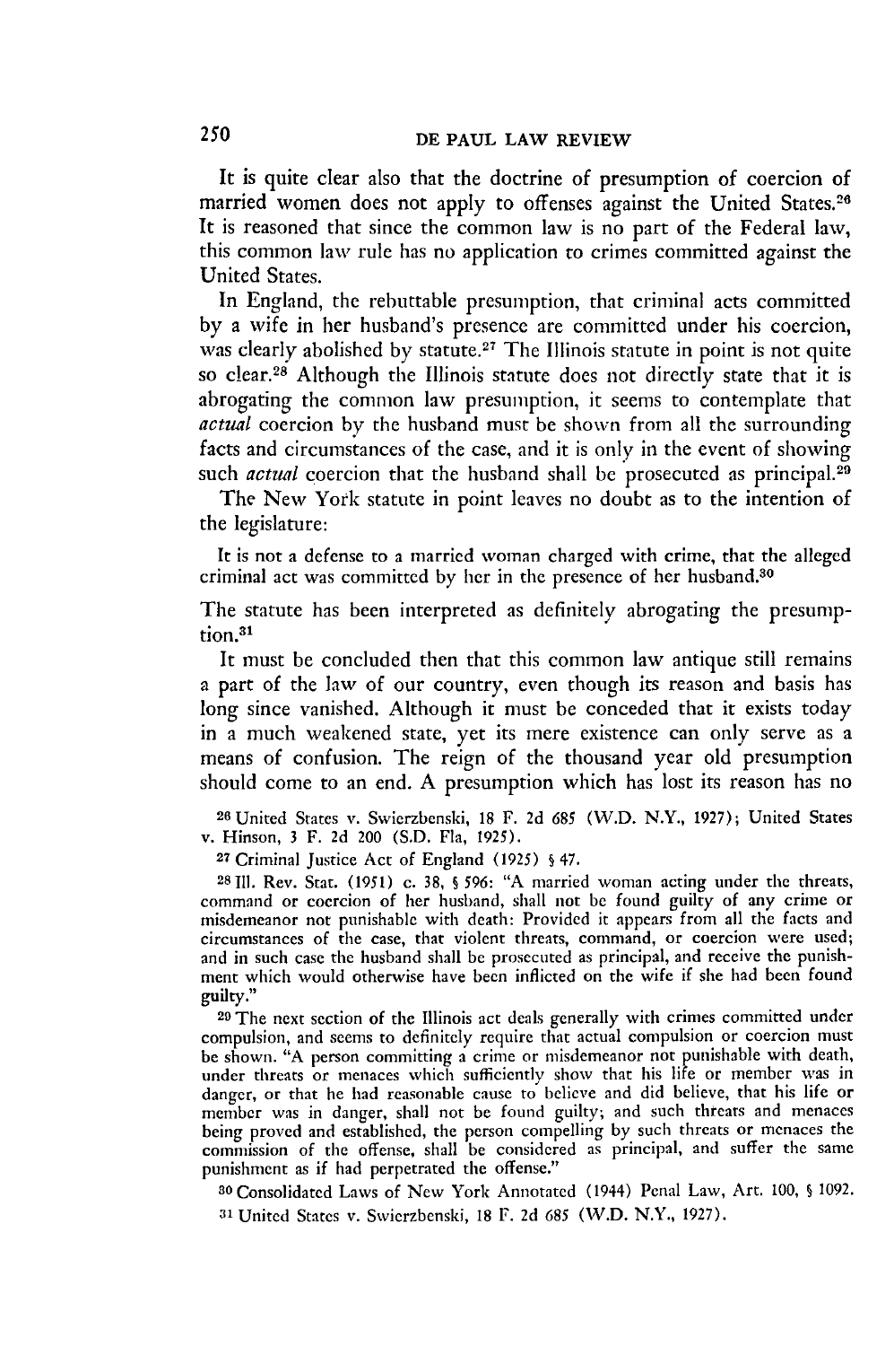It is quite clear also that the doctrine of presumption of coercion of married women does not apply to offenses against the United States.[26] It is reasoned that since the common law is no part of the Federal law, this common law rule has no application to crimes committed against the United States.

In England, the rebuttable presumption, that criminal acts committed by a wife in her husband's presence are committed under his coercion, was clearly abolished by statute.[27] The Illinois statute in point is not quite so clear.[28] Although the Illinois statute does not directly state that it is abrogating the common law presumption, it seems to contemplate that *actual* coercion by the husband must be shown from all the surrounding facts and circumstances of the case, and it is only in the event of showing such *actual* coercion that the husband shall be prosecuted as principal.[29]

The New York statute in point leaves no doubt as to the intention of the legislature:

> It is not a defense to a married woman charged with crime, that the alleged criminal act was committed by her in the presence of her husband.[30]

The statute has been interpreted as definitely abrogating the presumption.[31]

It must be concluded then that this common law antique still remains a part of the law of our country, even though its reason and basis has long since vanished. Although it must be conceded that it exists today in a much weakened state, yet its mere existence can only serve as a means of confusion. The reign of the thousand year old presumption should come to an end. A presumption which has lost its reason has no

---

[26] United States v. Swierzbenski, 18 F. 2d 685 (W.D. N.Y., 1927); United States v. Hinson, 3 F. 2d 200 (S.D. Fla, 1925).

[27] Criminal Justice Act of England (1925) § 47.

[28] Ill. Rev. Stat. (1951) c. 38, § 596: "A married woman acting under the threats, command or coercion of her husband, shall not be found guilty of any crime or misdemeanor not punishable with death: Provided it appears from all the facts and circumstances of the case, that violent threats, command, or coercion were used; and in such case the husband shall be prosecuted as principal, and receive the punishment which would otherwise have been inflicted on the wife if she had been found guilty."

[29] The next section of the Illinois act deals generally with crimes committed under compulsion, and seems to definitely require that actual compulsion or coercion must be shown. "A person committing a crime or misdemeanor not punishable with death, under threats or menaces which sufficiently show that his life or member was in danger, or that he had reasonable cause to believe and did believe, that his life or member was in danger, shall not be found guilty; and such threats and menaces being proved and established, the person compelling by such threats or menaces the commission of the offense, shall be considered as principal, and suffer the same punishment as if had perpetrated the offense."

[30] Consolidated Laws of New York Annotated (1944) Penal Law, Art. 100, § 1092.

[31] United States v. Swierzbenski, 18 F. 2d 685 (W.D. N.Y., 1927).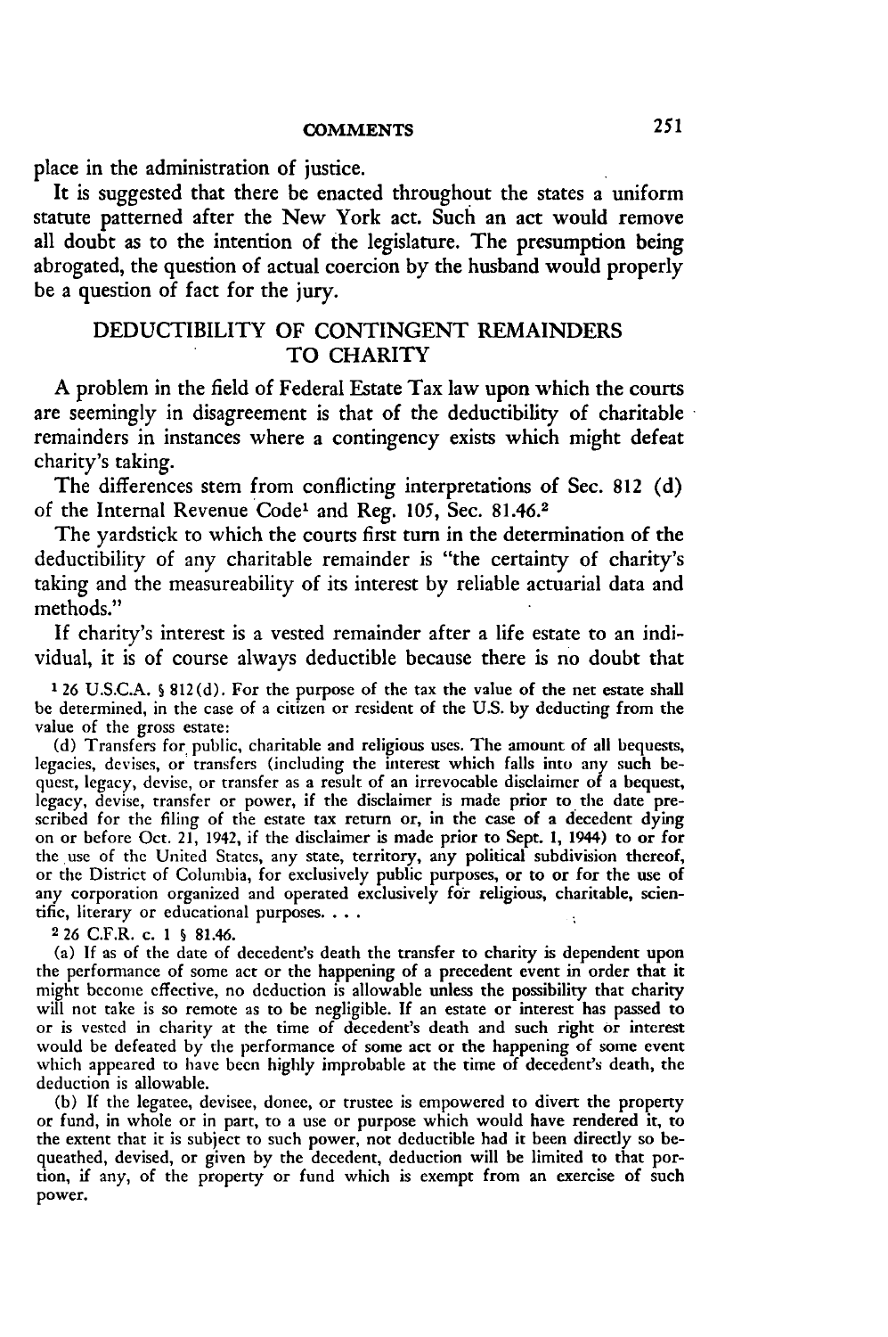place in the administration of justice.

It is suggested that there be enacted throughout the states a uniform statute patterned after the New York act. Such an act would remove all doubt as to the intention of the legislature. The presumption being abrogated, the question of actual coercion by the husband would properly be a question of fact for the jury.

## DEDUCTIBILITY OF CONTINGENT REMAINDERS TO CHARITY

A problem in the field of Federal Estate Tax law upon which the courts are seemingly in disagreement is that of the deductibility of charitable remainders in instances where a contingency exists which might defeat charity's taking.

The differences stem from conflicting interpretations of Sec. 812 (d) of the Internal Revenue Code[1] and Reg. 105, Sec. 81.46.[2]

The yardstick to which the courts first turn in the determination of the deductibility of any charitable remainder is "the certainty of charity's taking and the measureability of its interest by reliable actuarial data and methods."

If charity's interest is a vested remainder after a life estate to an individual, it is of course always deductible because there is no doubt that

---

[1] 26 U.S.C.A. § 812(d). For the purpose of the tax the value of the net estate shall be determined, in the case of a citizen or resident of the U.S. by deducting from the value of the gross estate:

(d) Transfers for public, charitable and religious uses. The amount of all bequests, legacies, devises, or transfers (including the interest which falls into any such bequest, legacy, devise, or transfer as a result of an irrevocable disclaimer of a bequest, legacy, devise, transfer or power, if the disclaimer is made prior to the date prescribed for the filing of the estate tax return or, in the case of a decedent dying on or before Oct. 21, 1942, if the disclaimer is made prior to Sept. 1, 1944) to or for the use of the United States, any state, territory, any political subdivision thereof, or the District of Columbia, for exclusively public purposes, or to or for the use of any corporation organized and operated exclusively for religious, charitable, scientific, literary or educational purposes. . . .

[2] 26 C.F.R. c. 1 § 81.46.

(a) If as of the date of decedent's death the transfer to charity is dependent upon the performance of some act or the happening of a precedent event in order that it might become effective, no deduction is allowable unless the possibility that charity will not take is so remote as to be negligible. If an estate or interest has passed to or is vested in charity at the time of decedent's death and such right or interest would be defeated by the performance of some act or the happening of some event which appeared to have been highly improbable at the time of decedent's death, the deduction is allowable.

(b) If the legatee, devisee, donee, or trustee is empowered to divert the property or fund, in whole or in part, to a use or purpose which would have rendered it, to the extent that it is subject to such power, not deductible had it been directly so bequeathed, devised, or given by the decedent, deduction will be limited to that portion, if any, of the property or fund which is exempt from an exercise of such power.